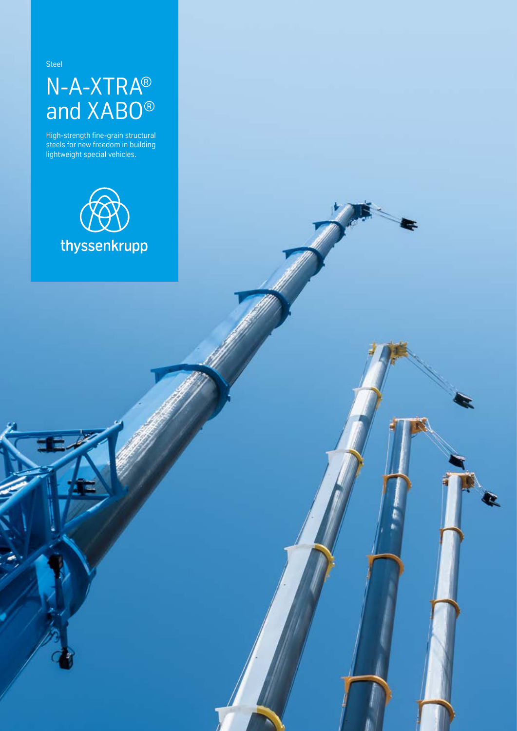Steel

# N-A-XTRA® and XABO®

High-strength fine-grain structural steels for new freedom in building lightweight special vehicles.

thyssenkrupp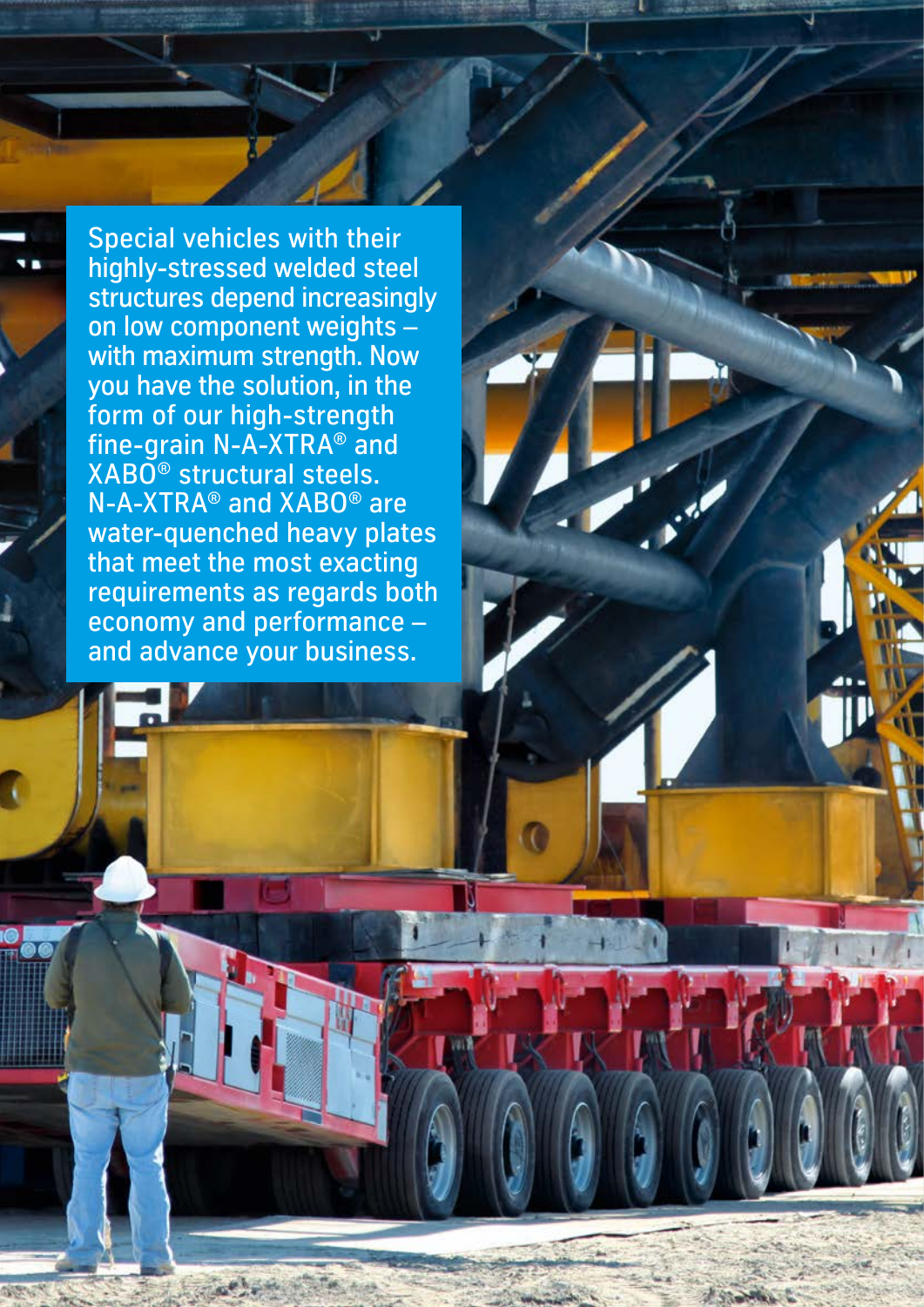Special vehicles with their highly-stressed welded steel structures depend increasingly on low component weights – with maximum strength. Now you have the solution, in the form of our high-strength fine-grain N-A-XTRA® and XABO® structural steels. N-A-XTRA® and XABO® are water-quenched heavy plates that meet the most exacting requirements as regards both economy and performance – and advance your business.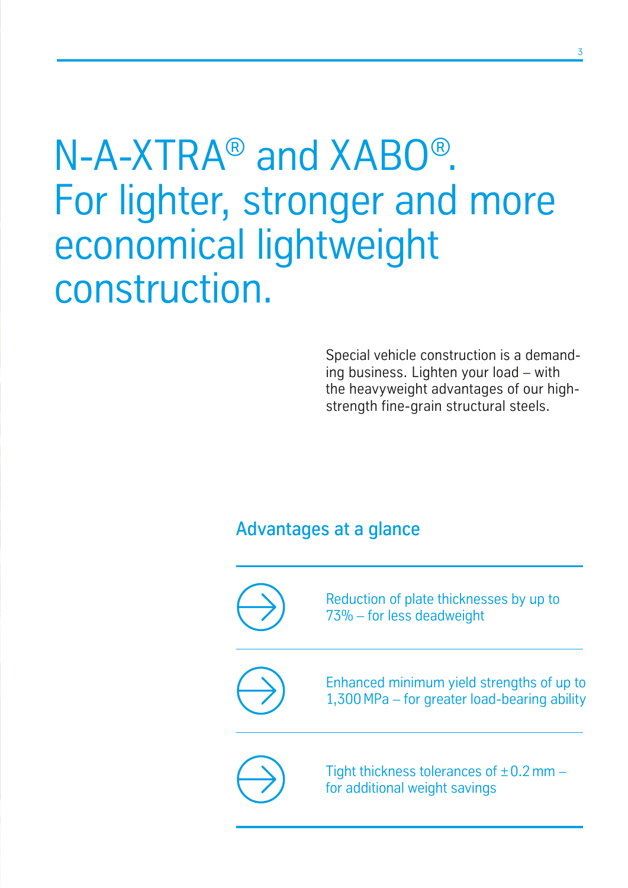# N-A-XTRA® and XABO®. For lighter, stronger and more economical lightweight construction.

Special vehicle construction is a demanding business. Lighten your load – with the heavyweight advantages of our high-strength fine-grain structural steels.

## Advantages at a glance

- Reduction of plate thicknesses by up to 73% – for less deadweight
- Enhanced minimum yield strengths of up to 1,300 MPa – for greater load-bearing ability
- Tight thickness tolerances of ± 0.2 mm – for additional weight savings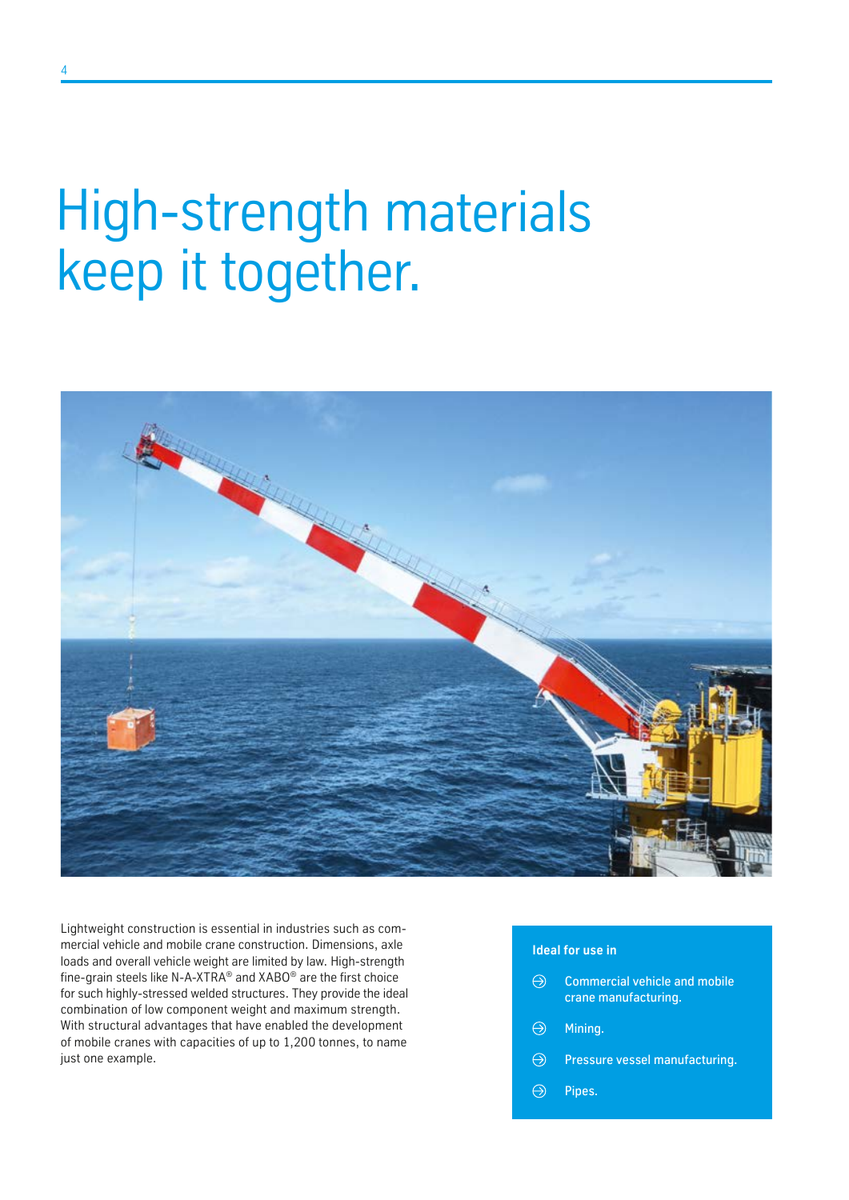# High-strength materials keep it together.

Lightweight construction is essential in industries such as commercial vehicle and mobile crane construction. Dimensions, axle loads and overall vehicle weight are limited by law. High-strength fine-grain steels like N-A-XTRA® and XABO® are the first choice for such highly-stressed welded structures. They provide the ideal combination of low component weight and maximum strength. With structural advantages that have enabled the development of mobile cranes with capacities of up to 1,200 tonnes, to name just one example.

**Ideal for use in**

- Commercial vehicle and mobile crane manufacturing.
- Mining.
- Pressure vessel manufacturing.
- Pipes.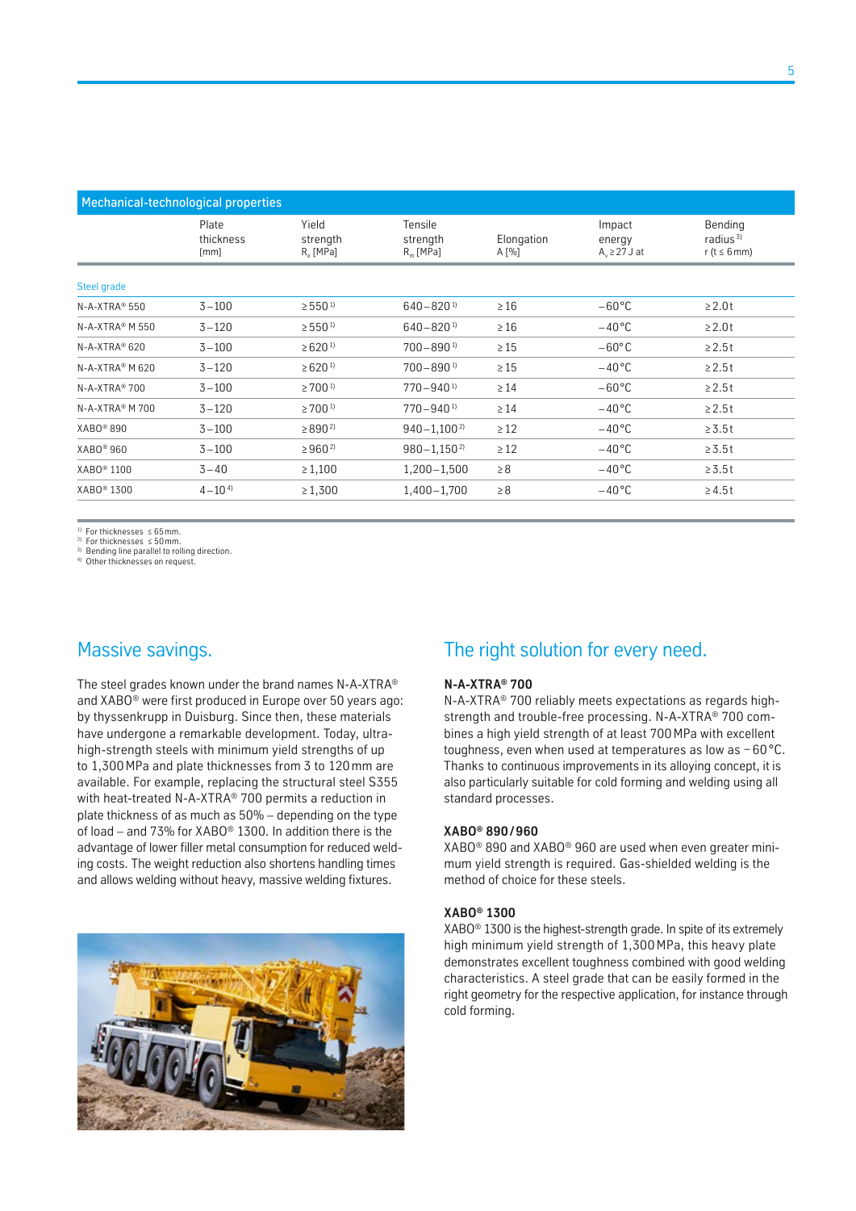## Mechanical-technological properties

| | Plate thickness [mm] | Yield strength $R_e$ [MPa] | Tensile strength $R_m$ [MPa] | Elongation A [%] | Impact energy $A_v \geq 27$ J at | Bending radius[3] r (t ≤ 6 mm) |
|---|---|---|---|---|---|---|
| **Steel grade** | | | | | | |
| N-A-XTRA® 550 | 3–100 | ≥ 550[1] | 640–820[1] | ≥ 16 | −60 °C | ≥ 2.0 t |
| N-A-XTRA® M 550 | 3–120 | ≥ 550[1] | 640–820[1] | ≥ 16 | −40 °C | ≥ 2.0 t |
| N-A-XTRA® 620 | 3–100 | ≥ 620[1] | 700–890[1] | ≥ 15 | −60 °C | ≥ 2.5 t |
| N-A-XTRA® M 620 | 3–120 | ≥ 620[1] | 700–890[1] | ≥ 15 | −40 °C | ≥ 2.5 t |
| N-A-XTRA® 700 | 3–100 | ≥ 700[1] | 770–940[1] | ≥ 14 | −60 °C | ≥ 2.5 t |
| N-A-XTRA® M 700 | 3–120 | ≥ 700[1] | 770–940[1] | ≥ 14 | −40 °C | ≥ 2.5 t |
| XABO® 890 | 3–100 | ≥ 890[2] | 940–1,100[2] | ≥ 12 | −40 °C | ≥ 3.5 t |
| XABO® 960 | 3–100 | ≥ 960[2] | 980–1,150[2] | ≥ 12 | −40 °C | ≥ 3.5 t |
| XABO® 1100 | 3–40 | ≥ 1,100 | 1,200–1,500 | ≥ 8 | −40 °C | ≥ 3.5 t |
| XABO® 1300 | 4–10[4] | ≥ 1,300 | 1,400–1,700 | ≥ 8 | −40 °C | ≥ 4.5 t |

[1] For thicknesses ≤ 65 mm.
[2] For thicknesses ≤ 50 mm.
[3] Bending line parallel to rolling direction.
[4] Other thicknesses on request.

## Massive savings.

The steel grades known under the brand names N-A-XTRA® and XABO® were first produced in Europe over 50 years ago: by thyssenkrupp in Duisburg. Since then, these materials have undergone a remarkable development. Today, ultra-high-strength steels with minimum yield strengths of up to 1,300 MPa and plate thicknesses from 3 to 120 mm are available. For example, replacing the structural steel S355 with heat-treated N-A-XTRA® 700 permits a reduction in plate thickness of as much as 50% – depending on the type of load – and 73% for XABO® 1300. In addition there is the advantage of lower filler metal consumption for reduced welding costs. The weight reduction also shortens handling times and allows welding without heavy, massive welding fixtures.

## The right solution for every need.

**N-A-XTRA® 700**
N-A-XTRA® 700 reliably meets expectations as regards high-strength and trouble-free processing. N-A-XTRA® 700 combines a high yield strength of at least 700 MPa with excellent toughness, even when used at temperatures as low as −60 °C. Thanks to continuous improvements in its alloying concept, it is also particularly suitable for cold forming and welding using all standard processes.

**XABO® 890/960**
XABO® 890 and XABO® 960 are used when even greater minimum yield strength is required. Gas-shielded welding is the method of choice for these steels.

**XABO® 1300**
XABO® 1300 is the highest-strength grade. In spite of its extremely high minimum yield strength of 1,300 MPa, this heavy plate demonstrates excellent toughness combined with good welding characteristics. A steel grade that can be easily formed in the right geometry for the respective application, for instance through cold forming.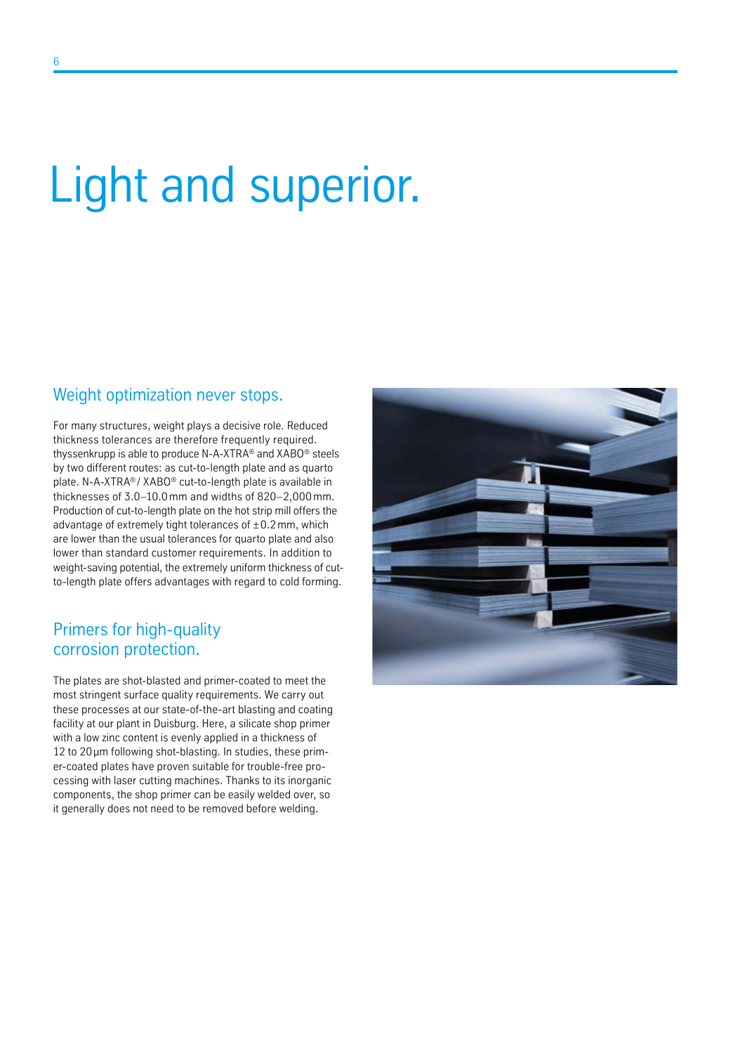# Light and superior.

## Weight optimization never stops.

For many structures, weight plays a decisive role. Reduced thickness tolerances are therefore frequently required. thyssenkrupp is able to produce N-A-XTRA® and XABO® steels by two different routes: as cut-to-length plate and as quarto plate. N-A-XTRA® / XABO® cut-to-length plate is available in thicknesses of 3.0–10.0 mm and widths of 820–2,000 mm. Production of cut-to-length plate on the hot strip mill offers the advantage of extremely tight tolerances of ± 0.2 mm, which are lower than the usual tolerances for quarto plate and also lower than standard customer requirements. In addition to weight-saving potential, the extremely uniform thickness of cut-to-length plate offers advantages with regard to cold forming.

## Primers for high-quality corrosion protection.

The plates are shot-blasted and primer-coated to meet the most stringent surface quality requirements. We carry out these processes at our state-of-the-art blasting and coating facility at our plant in Duisburg. Here, a silicate shop primer with a low zinc content is evenly applied in a thickness of 12 to 20 µm following shot-blasting. In studies, these primer-coated plates have proven suitable for trouble-free processing with laser cutting machines. Thanks to its inorganic components, the shop primer can be easily welded over, so it generally does not need to be removed before welding.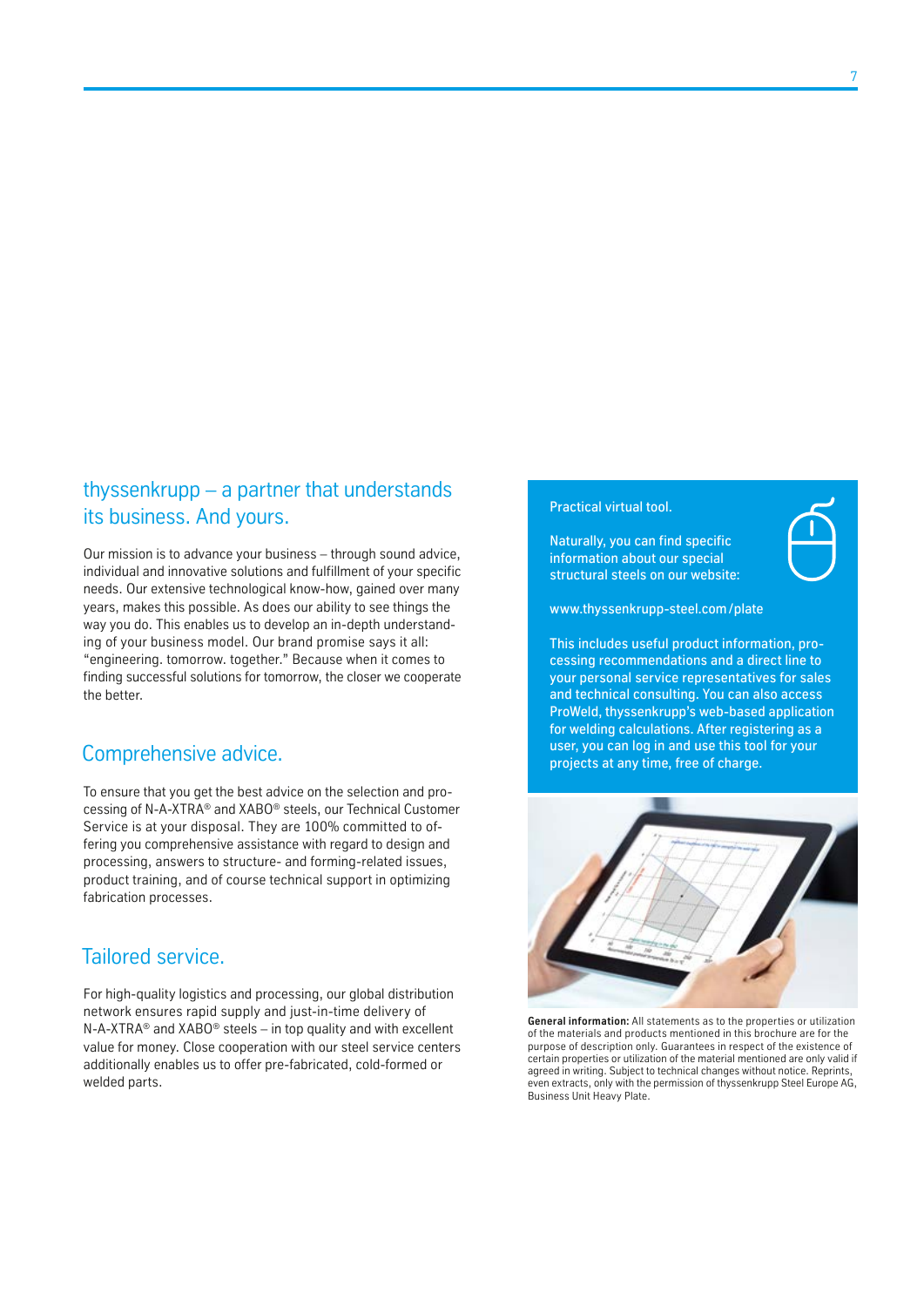## thyssenkrupp – a partner that understands its business. And yours.

Our mission is to advance your business – through sound advice, individual and innovative solutions and fulfillment of your specific needs. Our extensive technological know-how, gained over many years, makes this possible. As does our ability to see things the way you do. This enables us to develop an in-depth understanding of your business model. Our brand promise says it all: "engineering. tomorrow. together." Because when it comes to finding successful solutions for tomorrow, the closer we cooperate the better.

## Comprehensive advice.

To ensure that you get the best advice on the selection and processing of N-A-XTRA® and XABO® steels, our Technical Customer Service is at your disposal. They are 100% committed to offering you comprehensive assistance with regard to design and processing, answers to structure- and forming-related issues, product training, and of course technical support in optimizing fabrication processes.

## Tailored service.

For high-quality logistics and processing, our global distribution network ensures rapid supply and just-in-time delivery of N-A-XTRA® and XABO® steels – in top quality and with excellent value for money. Close cooperation with our steel service centers additionally enables us to offer pre-fabricated, cold-formed or welded parts.

Practical virtual tool.

Naturally, you can find specific information about our special structural steels on our website:

www.thyssenkrupp-steel.com/plate

This includes useful product information, processing recommendations and a direct line to your personal service representatives for sales and technical consulting. You can also access ProWeld, thyssenkrupp's web-based application for welding calculations. After registering as a user, you can log in and use this tool for your projects at any time, free of charge.

**General information:** All statements as to the properties or utilization of the materials and products mentioned in this brochure are for the purpose of description only. Guarantees in respect of the existence of certain properties or utilization of the material mentioned are only valid if agreed in writing. Subject to technical changes without notice. Reprints, even extracts, only with the permission of thyssenkrupp Steel Europe AG, Business Unit Heavy Plate.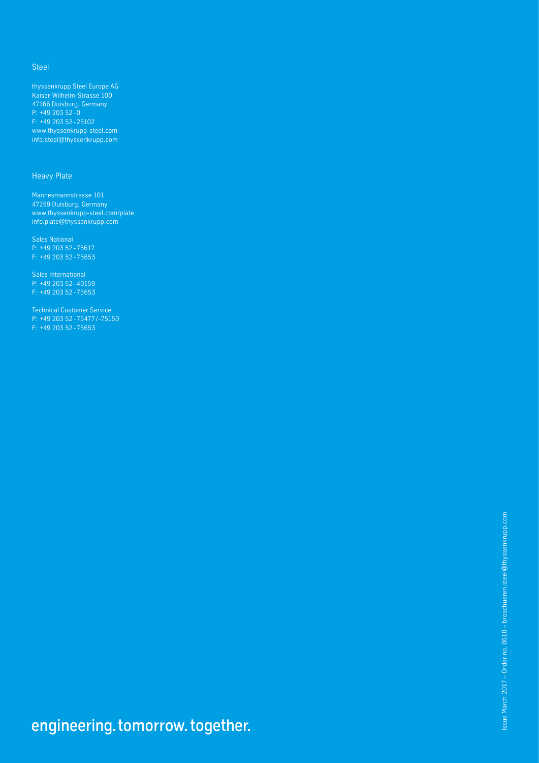## Steel

thyssenkrupp Steel Europe AG
Kaiser-Wilhelm-Strasse 100
47166 Duisburg, Germany
P: +49 203 52 - 0
F: +49 203 52 - 25102
www.thyssenkrupp-steel.com
info.steel@thyssenkrupp.com

## Heavy Plate

Mannesmannstrasse 101
47259 Duisburg, Germany
www.thyssenkrupp-steel.com/plate
info.plate@thyssenkrupp.com

Sales National
P: +49 203 52 - 75617
F: +49 203 52 - 75653

Sales International
P: +49 203 52 - 40159
F: +49 203 52 - 75653

Technical Customer Service
P: +49 203 52 - 75477 / -75150
F: +49 203 52 - 75653

**engineering. tomorrow. together.**

Issue March 2017 – Order no. 0610 – broschueren.steel@thyssenkrupp.com